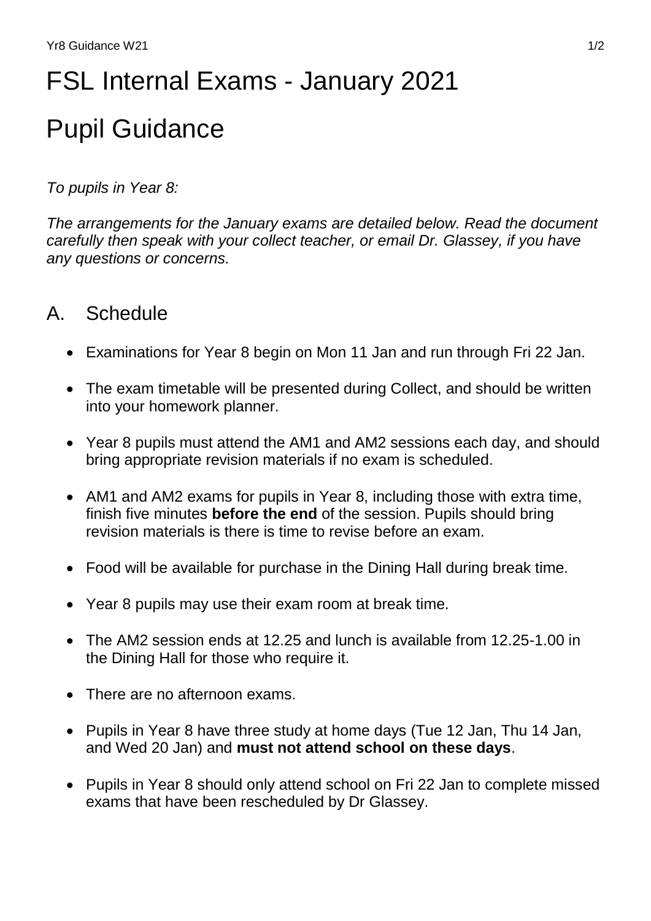# FSL Internal Exams - January 2021

# Pupil Guidance

*To pupils in Year 8:*

*The arrangements for the January exams are detailed below. Read the document carefully then speak with your collect teacher, or email Dr. Glassey, if you have any questions or concerns.*

## A. Schedule

- Examinations for Year 8 begin on Mon 11 Jan and run through Fri 22 Jan.
- The exam timetable will be presented during Collect, and should be written into your homework planner.
- Year 8 pupils must attend the AM1 and AM2 sessions each day, and should bring appropriate revision materials if no exam is scheduled.
- AM1 and AM2 exams for pupils in Year 8, including those with extra time, finish five minutes **before the end** of the session. Pupils should bring revision materials is there is time to revise before an exam.
- Food will be available for purchase in the Dining Hall during break time.
- Year 8 pupils may use their exam room at break time.
- The AM2 session ends at 12.25 and lunch is available from 12.25-1.00 in the Dining Hall for those who require it.
- There are no afternoon exams.
- Pupils in Year 8 have three study at home days (Tue 12 Jan, Thu 14 Jan, and Wed 20 Jan) and **must not attend school on these days**.
- Pupils in Year 8 should only attend school on Fri 22 Jan to complete missed exams that have been rescheduled by Dr Glassey.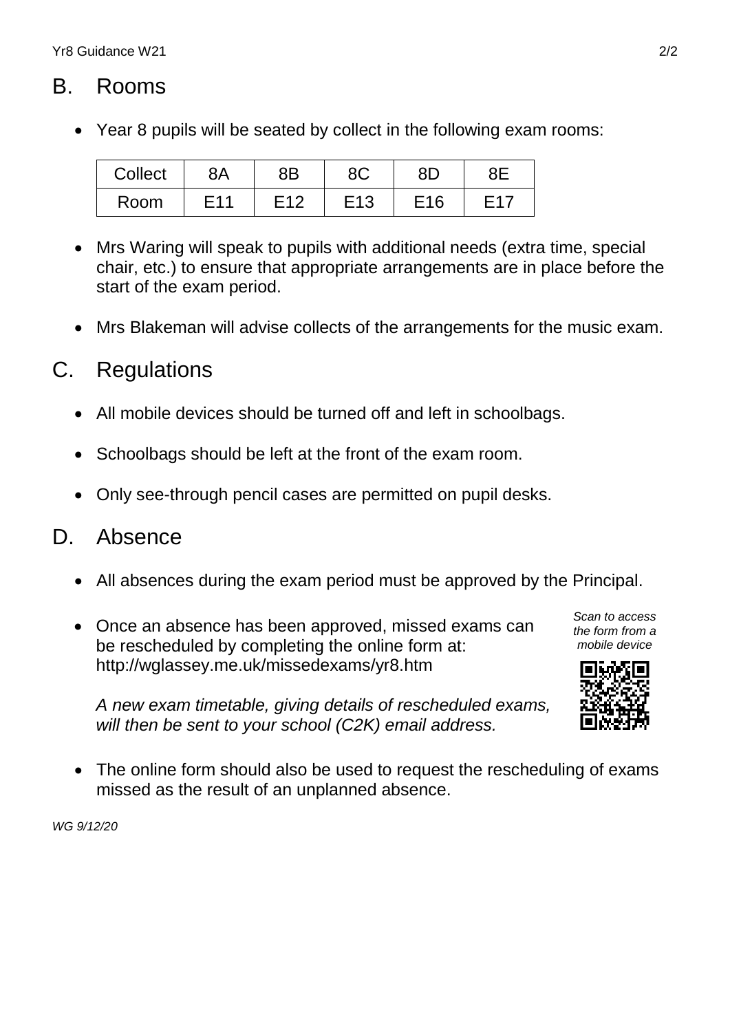## B. Rooms

- Year 8 pupils will be seated by collect in the following exam rooms:

| Collect | 8A | 8B | 8C | 8D | 8E |
|---|---|---|---|---|---|
| Room | E11 | E12 | E13 | E16 | E17 |

- Mrs Waring will speak to pupils with additional needs (extra time, special chair, etc.) to ensure that appropriate arrangements are in place before the start of the exam period.

- Mrs Blakeman will advise collects of the arrangements for the music exam.

## C. Regulations

- All mobile devices should be turned off and left in schoolbags.

- Schoolbags should be left at the front of the exam room.

- Only see-through pencil cases are permitted on pupil desks.

## D. Absence

- All absences during the exam period must be approved by the Principal.

- Once an absence has been approved, missed exams can be rescheduled by completing the online form at: http://wglassey.me.uk/missedexams/yr8.htm

  *A new exam timetable, giving details of rescheduled exams, will then be sent to your school (C2K) email address.*

  *Scan to access the form from a mobile device*

- The online form should also be used to request the rescheduling of exams missed as the result of an unplanned absence.

*WG 9/12/20*